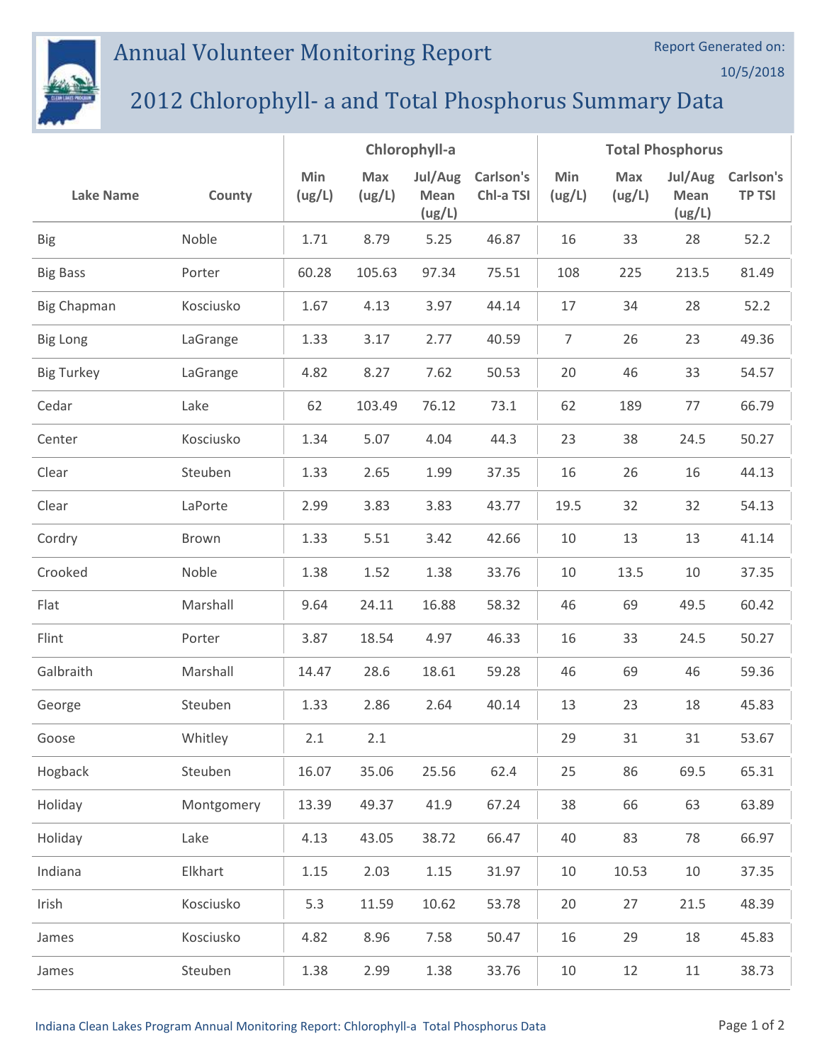# Annual Volunteer Monitoring Report

Report Generated on: 10/5/2018

## 2012 Chlorophyll- a and Total Phosphorus Summary Data

| Lake Name | County | Chlorophyll-a | | | | Total Phosphorus | | | |
|---|---|---|---|---|---|---|---|---|---|
| | | Min (ug/L) | Max (ug/L) | Jul/Aug Mean (ug/L) | Carlson's Chl-a TSI | Min (ug/L) | Max (ug/L) | Jul/Aug Mean (ug/L) | Carlson's TP TSI |
| Big | Noble | 1.71 | 8.79 | 5.25 | 46.87 | 16 | 33 | 28 | 52.2 |
| Big Bass | Porter | 60.28 | 105.63 | 97.34 | 75.51 | 108 | 225 | 213.5 | 81.49 |
| Big Chapman | Kosciusko | 1.67 | 4.13 | 3.97 | 44.14 | 17 | 34 | 28 | 52.2 |
| Big Long | LaGrange | 1.33 | 3.17 | 2.77 | 40.59 | 7 | 26 | 23 | 49.36 |
| Big Turkey | LaGrange | 4.82 | 8.27 | 7.62 | 50.53 | 20 | 46 | 33 | 54.57 |
| Cedar | Lake | 62 | 103.49 | 76.12 | 73.1 | 62 | 189 | 77 | 66.79 |
| Center | Kosciusko | 1.34 | 5.07 | 4.04 | 44.3 | 23 | 38 | 24.5 | 50.27 |
| Clear | Steuben | 1.33 | 2.65 | 1.99 | 37.35 | 16 | 26 | 16 | 44.13 |
| Clear | LaPorte | 2.99 | 3.83 | 3.83 | 43.77 | 19.5 | 32 | 32 | 54.13 |
| Cordry | Brown | 1.33 | 5.51 | 3.42 | 42.66 | 10 | 13 | 13 | 41.14 |
| Crooked | Noble | 1.38 | 1.52 | 1.38 | 33.76 | 10 | 13.5 | 10 | 37.35 |
| Flat | Marshall | 9.64 | 24.11 | 16.88 | 58.32 | 46 | 69 | 49.5 | 60.42 |
| Flint | Porter | 3.87 | 18.54 | 4.97 | 46.33 | 16 | 33 | 24.5 | 50.27 |
| Galbraith | Marshall | 14.47 | 28.6 | 18.61 | 59.28 | 46 | 69 | 46 | 59.36 |
| George | Steuben | 1.33 | 2.86 | 2.64 | 40.14 | 13 | 23 | 18 | 45.83 |
| Goose | Whitley | 2.1 | 2.1 | | | 29 | 31 | 31 | 53.67 |
| Hogback | Steuben | 16.07 | 35.06 | 25.56 | 62.4 | 25 | 86 | 69.5 | 65.31 |
| Holiday | Montgomery | 13.39 | 49.37 | 41.9 | 67.24 | 38 | 66 | 63 | 63.89 |
| Holiday | Lake | 4.13 | 43.05 | 38.72 | 66.47 | 40 | 83 | 78 | 66.97 |
| Indiana | Elkhart | 1.15 | 2.03 | 1.15 | 31.97 | 10 | 10.53 | 10 | 37.35 |
| Irish | Kosciusko | 5.3 | 11.59 | 10.62 | 53.78 | 20 | 27 | 21.5 | 48.39 |
| James | Kosciusko | 4.82 | 8.96 | 7.58 | 50.47 | 16 | 29 | 18 | 45.83 |
| James | Steuben | 1.38 | 2.99 | 1.38 | 33.76 | 10 | 12 | 11 | 38.73 |

Indiana Clean Lakes Program Annual Monitoring Report: Chlorophyll-a Total Phosphorus Data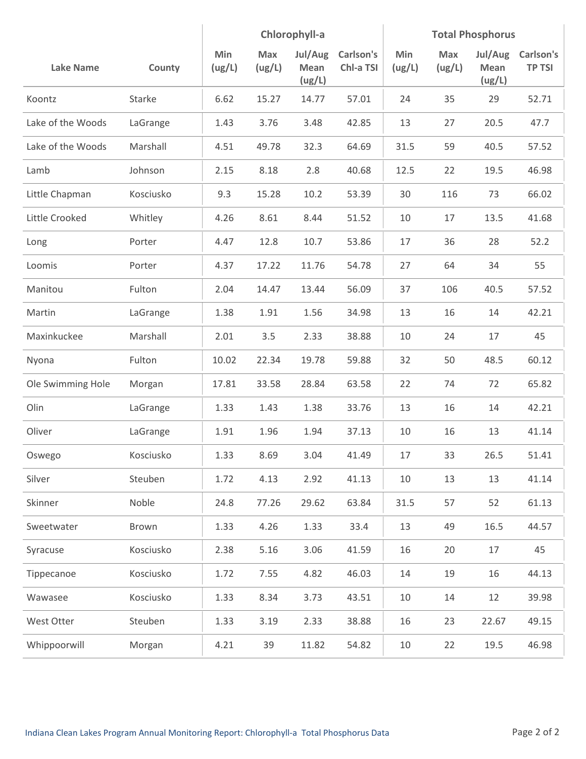| Lake Name | County | Chlorophyll-a | | | | Total Phosphorus | | | |
|---|---|---|---|---|---|---|---|---|---|
| | | Min (ug/L) | Max (ug/L) | Jul/Aug Mean (ug/L) | Carlson's Chl-a TSI | Min (ug/L) | Max (ug/L) | Jul/Aug Mean (ug/L) | Carlson's TP TSI |
| Koontz | Starke | 6.62 | 15.27 | 14.77 | 57.01 | 24 | 35 | 29 | 52.71 |
| Lake of the Woods | LaGrange | 1.43 | 3.76 | 3.48 | 42.85 | 13 | 27 | 20.5 | 47.7 |
| Lake of the Woods | Marshall | 4.51 | 49.78 | 32.3 | 64.69 | 31.5 | 59 | 40.5 | 57.52 |
| Lamb | Johnson | 2.15 | 8.18 | 2.8 | 40.68 | 12.5 | 22 | 19.5 | 46.98 |
| Little Chapman | Kosciusko | 9.3 | 15.28 | 10.2 | 53.39 | 30 | 116 | 73 | 66.02 |
| Little Crooked | Whitley | 4.26 | 8.61 | 8.44 | 51.52 | 10 | 17 | 13.5 | 41.68 |
| Long | Porter | 4.47 | 12.8 | 10.7 | 53.86 | 17 | 36 | 28 | 52.2 |
| Loomis | Porter | 4.37 | 17.22 | 11.76 | 54.78 | 27 | 64 | 34 | 55 |
| Manitou | Fulton | 2.04 | 14.47 | 13.44 | 56.09 | 37 | 106 | 40.5 | 57.52 |
| Martin | LaGrange | 1.38 | 1.91 | 1.56 | 34.98 | 13 | 16 | 14 | 42.21 |
| Maxinkuckee | Marshall | 2.01 | 3.5 | 2.33 | 38.88 | 10 | 24 | 17 | 45 |
| Nyona | Fulton | 10.02 | 22.34 | 19.78 | 59.88 | 32 | 50 | 48.5 | 60.12 |
| Ole Swimming Hole | Morgan | 17.81 | 33.58 | 28.84 | 63.58 | 22 | 74 | 72 | 65.82 |
| Olin | LaGrange | 1.33 | 1.43 | 1.38 | 33.76 | 13 | 16 | 14 | 42.21 |
| Oliver | LaGrange | 1.91 | 1.96 | 1.94 | 37.13 | 10 | 16 | 13 | 41.14 |
| Oswego | Kosciusko | 1.33 | 8.69 | 3.04 | 41.49 | 17 | 33 | 26.5 | 51.41 |
| Silver | Steuben | 1.72 | 4.13 | 2.92 | 41.13 | 10 | 13 | 13 | 41.14 |
| Skinner | Noble | 24.8 | 77.26 | 29.62 | 63.84 | 31.5 | 57 | 52 | 61.13 |
| Sweetwater | Brown | 1.33 | 4.26 | 1.33 | 33.4 | 13 | 49 | 16.5 | 44.57 |
| Syracuse | Kosciusko | 2.38 | 5.16 | 3.06 | 41.59 | 16 | 20 | 17 | 45 |
| Tippecanoe | Kosciusko | 1.72 | 7.55 | 4.82 | 46.03 | 14 | 19 | 16 | 44.13 |
| Wawasee | Kosciusko | 1.33 | 8.34 | 3.73 | 43.51 | 10 | 14 | 12 | 39.98 |
| West Otter | Steuben | 1.33 | 3.19 | 2.33 | 38.88 | 16 | 23 | 22.67 | 49.15 |
| Whippoorwill | Morgan | 4.21 | 39 | 11.82 | 54.82 | 10 | 22 | 19.5 | 46.98 |

Indiana Clean Lakes Program Annual Monitoring Report: Chlorophyll-a Total Phosphorus Data